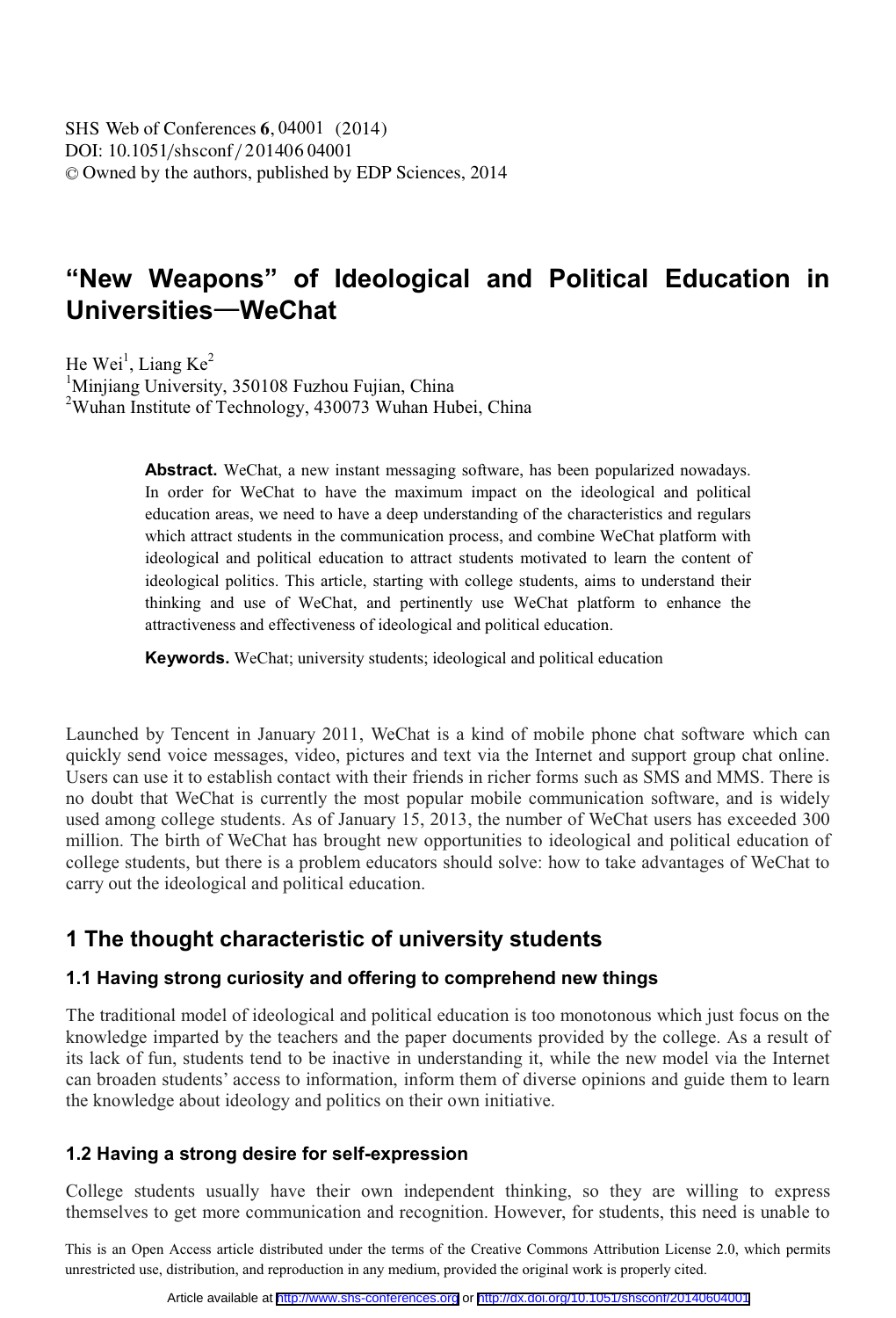# "New Weapons" of Ideological and Political Education in Universities—WeChat

He Wei[1], Liang Ke[2]

[1]Minjiang University, 350108 Fuzhou Fujian, China

[2]Wuhan Institute of Technology, 430073 Wuhan Hubei, China

**Abstract.** WeChat, a new instant messaging software, has been popularized nowadays. In order for WeChat to have the maximum impact on the ideological and political education areas, we need to have a deep understanding of the characteristics and regulars which attract students in the communication process, and combine WeChat platform with ideological and political education to attract students motivated to learn the content of ideological politics. This article, starting with college students, aims to understand their thinking and use of WeChat, and pertinently use WeChat platform to enhance the attractiveness and effectiveness of ideological and political education.

**Keywords.** WeChat; university students; ideological and political education

Launched by Tencent in January 2011, WeChat is a kind of mobile phone chat software which can quickly send voice messages, video, pictures and text via the Internet and support group chat online. Users can use it to establish contact with their friends in richer forms such as SMS and MMS. There is no doubt that WeChat is currently the most popular mobile communication software, and is widely used among college students. As of January 15, 2013, the number of WeChat users has exceeded 300 million. The birth of WeChat has brought new opportunities to ideological and political education of college students, but there is a problem educators should solve: how to take advantages of WeChat to carry out the ideological and political education.

## 1 The thought characteristic of university students

### 1.1 Having strong curiosity and offering to comprehend new things

The traditional model of ideological and political education is too monotonous which just focus on the knowledge imparted by the teachers and the paper documents provided by the college. As a result of its lack of fun, students tend to be inactive in understanding it, while the new model via the Internet can broaden students' access to information, inform them of diverse opinions and guide them to learn the knowledge about ideology and politics on their own initiative.

### 1.2 Having a strong desire for self-expression

College students usually have their own independent thinking, so they are willing to express themselves to get more communication and recognition. However, for students, this need is unable to

This is an Open Access article distributed under the terms of the Creative Commons Attribution License 2.0, which permits unrestricted use, distribution, and reproduction in any medium, provided the original work is properly cited.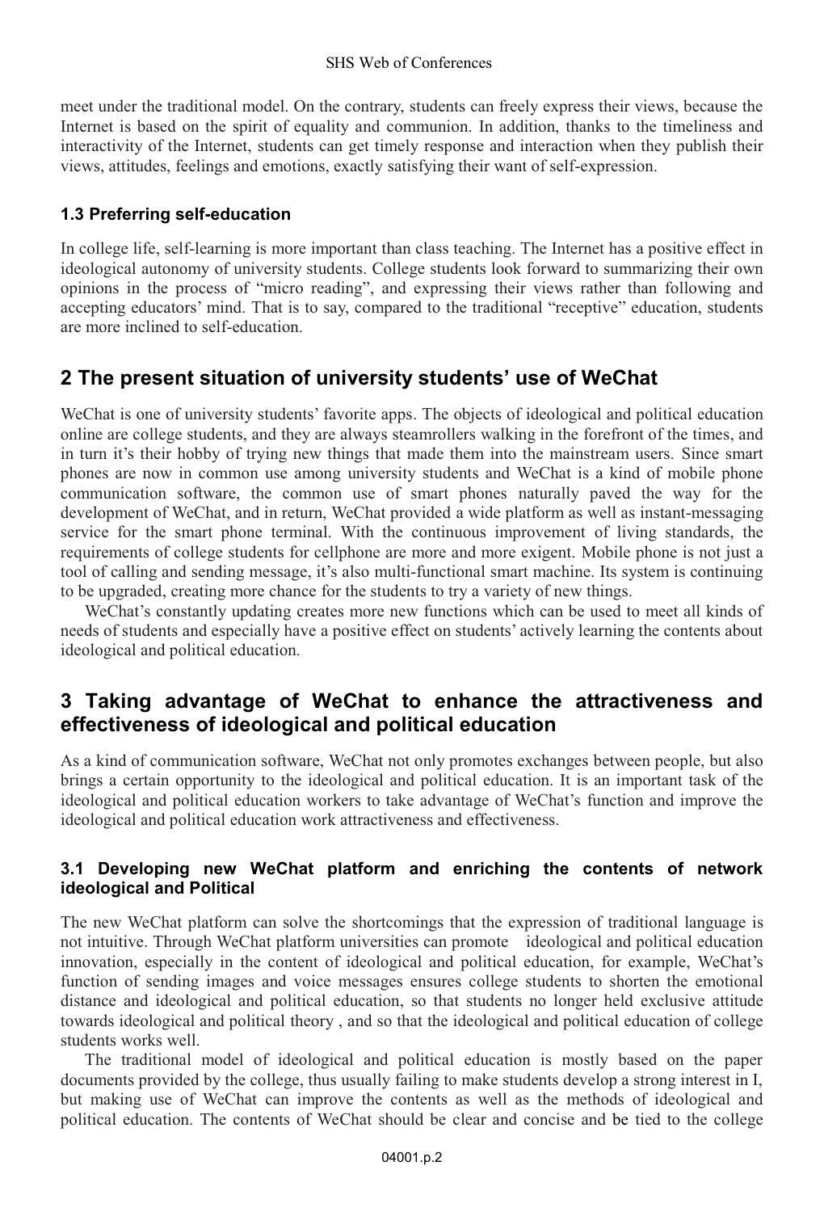meet under the traditional model. On the contrary, students can freely express their views, because the Internet is based on the spirit of equality and communion. In addition, thanks to the timeliness and interactivity of the Internet, students can get timely response and interaction when they publish their views, attitudes, feelings and emotions, exactly satisfying their want of self-expression.

### 1.3 Preferring self-education

In college life, self-learning is more important than class teaching. The Internet has a positive effect in ideological autonomy of university students. College students look forward to summarizing their own opinions in the process of "micro reading", and expressing their views rather than following and accepting educators' mind. That is to say, compared to the traditional "receptive" education, students are more inclined to self-education.

## 2 The present situation of university students' use of WeChat

WeChat is one of university students' favorite apps. The objects of ideological and political education online are college students, and they are always steamrollers walking in the forefront of the times, and in turn it's their hobby of trying new things that made them into the mainstream users. Since smart phones are now in common use among university students and WeChat is a kind of mobile phone communication software, the common use of smart phones naturally paved the way for the development of WeChat, and in return, WeChat provided a wide platform as well as instant-messaging service for the smart phone terminal. With the continuous improvement of living standards, the requirements of college students for cellphone are more and more exigent. Mobile phone is not just a tool of calling and sending message, it's also multi-functional smart machine. Its system is continuing to be upgraded, creating more chance for the students to try a variety of new things.

WeChat's constantly updating creates more new functions which can be used to meet all kinds of needs of students and especially have a positive effect on students' actively learning the contents about ideological and political education.

## 3 Taking advantage of WeChat to enhance the attractiveness and effectiveness of ideological and political education

As a kind of communication software, WeChat not only promotes exchanges between people, but also brings a certain opportunity to the ideological and political education. It is an important task of the ideological and political education workers to take advantage of WeChat's function and improve the ideological and political education work attractiveness and effectiveness.

### 3.1 Developing new WeChat platform and enriching the contents of network ideological and Political

The new WeChat platform can solve the shortcomings that the expression of traditional language is not intuitive. Through WeChat platform universities can promote ideological and political education innovation, especially in the content of ideological and political education, for example, WeChat's function of sending images and voice messages ensures college students to shorten the emotional distance and ideological and political education, so that students no longer held exclusive attitude towards ideological and political theory , and so that the ideological and political education of college students works well.

The traditional model of ideological and political education is mostly based on the paper documents provided by the college, thus usually failing to make students develop a strong interest in I, but making use of WeChat can improve the contents as well as the methods of ideological and political education. The contents of WeChat should be clear and concise and be tied to the college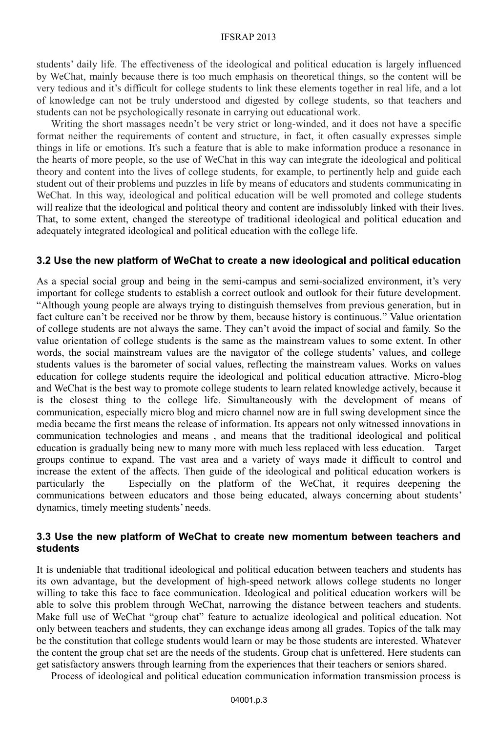students' daily life. The effectiveness of the ideological and political education is largely influenced by WeChat, mainly because there is too much emphasis on theoretical things, so the content will be very tedious and it's difficult for college students to link these elements together in real life, and a lot of knowledge can not be truly understood and digested by college students, so that teachers and students can not be psychologically resonate in carrying out educational work.

Writing the short massages needn't be very strict or long-winded, and it does not have a specific format neither the requirements of content and structure, in fact, it often casually expresses simple things in life or emotions. It's such a feature that is able to make information produce a resonance in the hearts of more people, so the use of WeChat in this way can integrate the ideological and political theory and content into the lives of college students, for example, to pertinently help and guide each student out of their problems and puzzles in life by means of educators and students communicating in WeChat. In this way, ideological and political education will be well promoted and college students will realize that the ideological and political theory and content are indissolubly linked with their lives. That, to some extent, changed the stereotype of traditional ideological and political education and adequately integrated ideological and political education with the college life.

### 3.2 Use the new platform of WeChat to create a new ideological and political education

As a special social group and being in the semi-campus and semi-socialized environment, it's very important for college students to establish a correct outlook and outlook for their future development. "Although young people are always trying to distinguish themselves from previous generation, but in fact culture can't be received nor be throw by them, because history is continuous." Value orientation of college students are not always the same. They can't avoid the impact of social and family. So the value orientation of college students is the same as the mainstream values to some extent. In other words, the social mainstream values are the navigator of the college students' values, and college students values is the barometer of social values, reflecting the mainstream values. Works on values education for college students require the ideological and political education attractive. Micro-blog and WeChat is the best way to promote college students to learn related knowledge actively, because it is the closest thing to the college life. Simultaneously with the development of means of communication, especially micro blog and micro channel now are in full swing development since the media became the first means the release of information. Its appears not only witnessed innovations in communication technologies and means , and means that the traditional ideological and political education is gradually being new to many more with much less replaced with less education. Target groups continue to expand. The vast area and a variety of ways made it difficult to control and increase the extent of the affects. Then guide of the ideological and political education workers is particularly the Especially on the platform of the WeChat, it requires deepening the communications between educators and those being educated, always concerning about students' dynamics, timely meeting students' needs.

### 3.3 Use the new platform of WeChat to create new momentum between teachers and students

It is undeniable that traditional ideological and political education between teachers and students has its own advantage, but the development of high-speed network allows college students no longer willing to take this face to face communication. Ideological and political education workers will be able to solve this problem through WeChat, narrowing the distance between teachers and students. Make full use of WeChat "group chat" feature to actualize ideological and political education. Not only between teachers and students, they can exchange ideas among all grades. Topics of the talk may be the constitution that college students would learn or may be those students are interested. Whatever the content the group chat set are the needs of the students. Group chat is unfettered. Here students can get satisfactory answers through learning from the experiences that their teachers or seniors shared.

Process of ideological and political education communication information transmission process is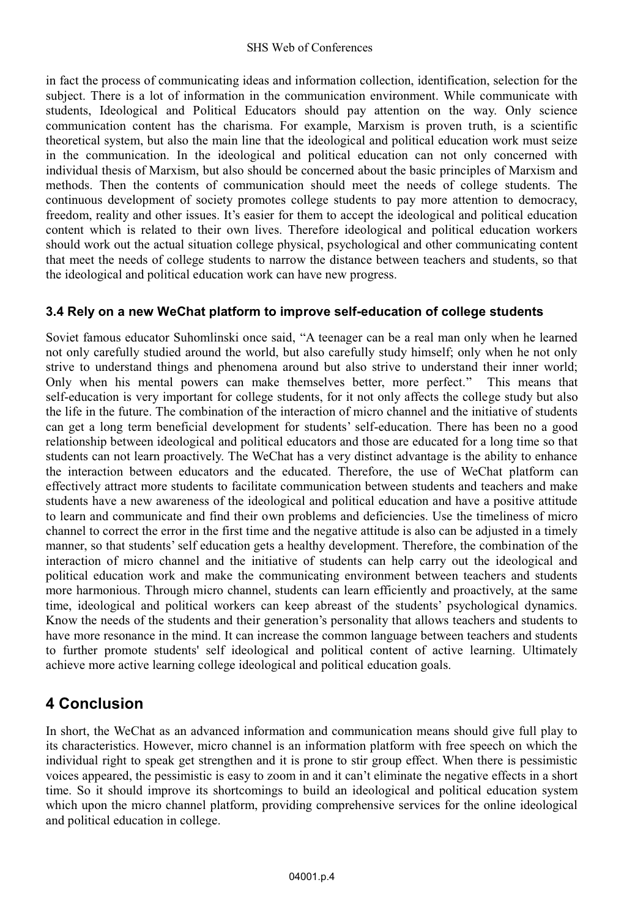in fact the process of communicating ideas and information collection, identification, selection for the subject. There is a lot of information in the communication environment. While communicate with students, Ideological and Political Educators should pay attention on the way. Only science communication content has the charisma. For example, Marxism is proven truth, is a scientific theoretical system, but also the main line that the ideological and political education work must seize in the communication. In the ideological and political education can not only concerned with individual thesis of Marxism, but also should be concerned about the basic principles of Marxism and methods. Then the contents of communication should meet the needs of college students. The continuous development of society promotes college students to pay more attention to democracy, freedom, reality and other issues. It's easier for them to accept the ideological and political education content which is related to their own lives. Therefore ideological and political education workers should work out the actual situation college physical, psychological and other communicating content that meet the needs of college students to narrow the distance between teachers and students, so that the ideological and political education work can have new progress.

### 3.4 Rely on a new WeChat platform to improve self-education of college students

Soviet famous educator Suhomlinski once said, "A teenager can be a real man only when he learned not only carefully studied around the world, but also carefully study himself; only when he not only strive to understand things and phenomena around but also strive to understand their inner world; Only when his mental powers can make themselves better, more perfect." This means that self-education is very important for college students, for it not only affects the college study but also the life in the future. The combination of the interaction of micro channel and the initiative of students can get a long term beneficial development for students' self-education. There has been no a good relationship between ideological and political educators and those are educated for a long time so that students can not learn proactively. The WeChat has a very distinct advantage is the ability to enhance the interaction between educators and the educated. Therefore, the use of WeChat platform can effectively attract more students to facilitate communication between students and teachers and make students have a new awareness of the ideological and political education and have a positive attitude to learn and communicate and find their own problems and deficiencies. Use the timeliness of micro channel to correct the error in the first time and the negative attitude is also can be adjusted in a timely manner, so that students' self education gets a healthy development. Therefore, the combination of the interaction of micro channel and the initiative of students can help carry out the ideological and political education work and make the communicating environment between teachers and students more harmonious. Through micro channel, students can learn efficiently and proactively, at the same time, ideological and political workers can keep abreast of the students' psychological dynamics. Know the needs of the students and their generation's personality that allows teachers and students to have more resonance in the mind. It can increase the common language between teachers and students to further promote students' self ideological and political content of active learning. Ultimately achieve more active learning college ideological and political education goals.

## 4 Conclusion

In short, the WeChat as an advanced information and communication means should give full play to its characteristics. However, micro channel is an information platform with free speech on which the individual right to speak get strengthen and it is prone to stir group effect. When there is pessimistic voices appeared, the pessimistic is easy to zoom in and it can't eliminate the negative effects in a short time. So it should improve its shortcomings to build an ideological and political education system which upon the micro channel platform, providing comprehensive services for the online ideological and political education in college.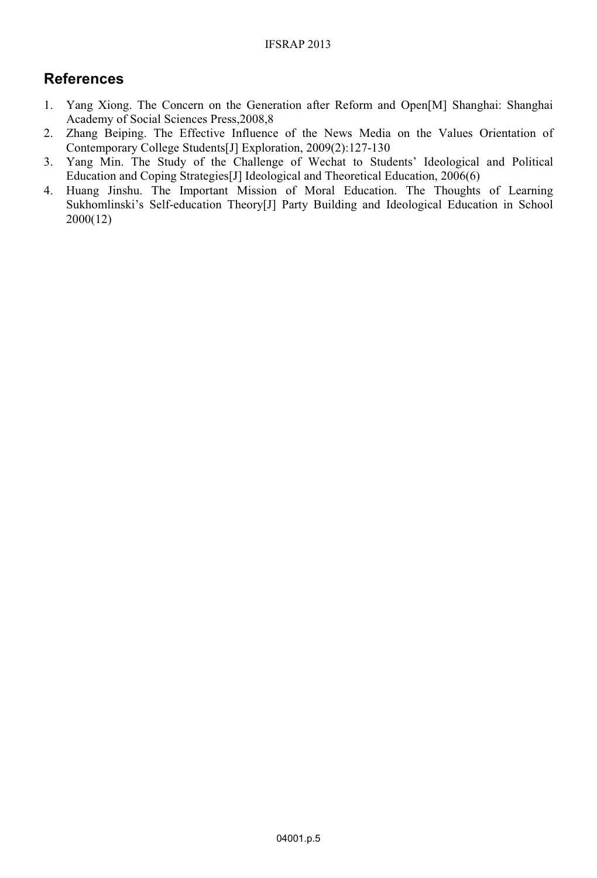## References

1. Yang Xiong. The Concern on the Generation after Reform and Open[M] Shanghai: Shanghai Academy of Social Sciences Press,2008,8
2. Zhang Beiping. The Effective Influence of the News Media on the Values Orientation of Contemporary College Students[J] Exploration, 2009(2):127-130
3. Yang Min. The Study of the Challenge of Wechat to Students' Ideological and Political Education and Coping Strategies[J] Ideological and Theoretical Education, 2006(6)
4. Huang Jinshu. The Important Mission of Moral Education. The Thoughts of Learning Sukhomlinski's Self-education Theory[J] Party Building and Ideological Education in School 2000(12)